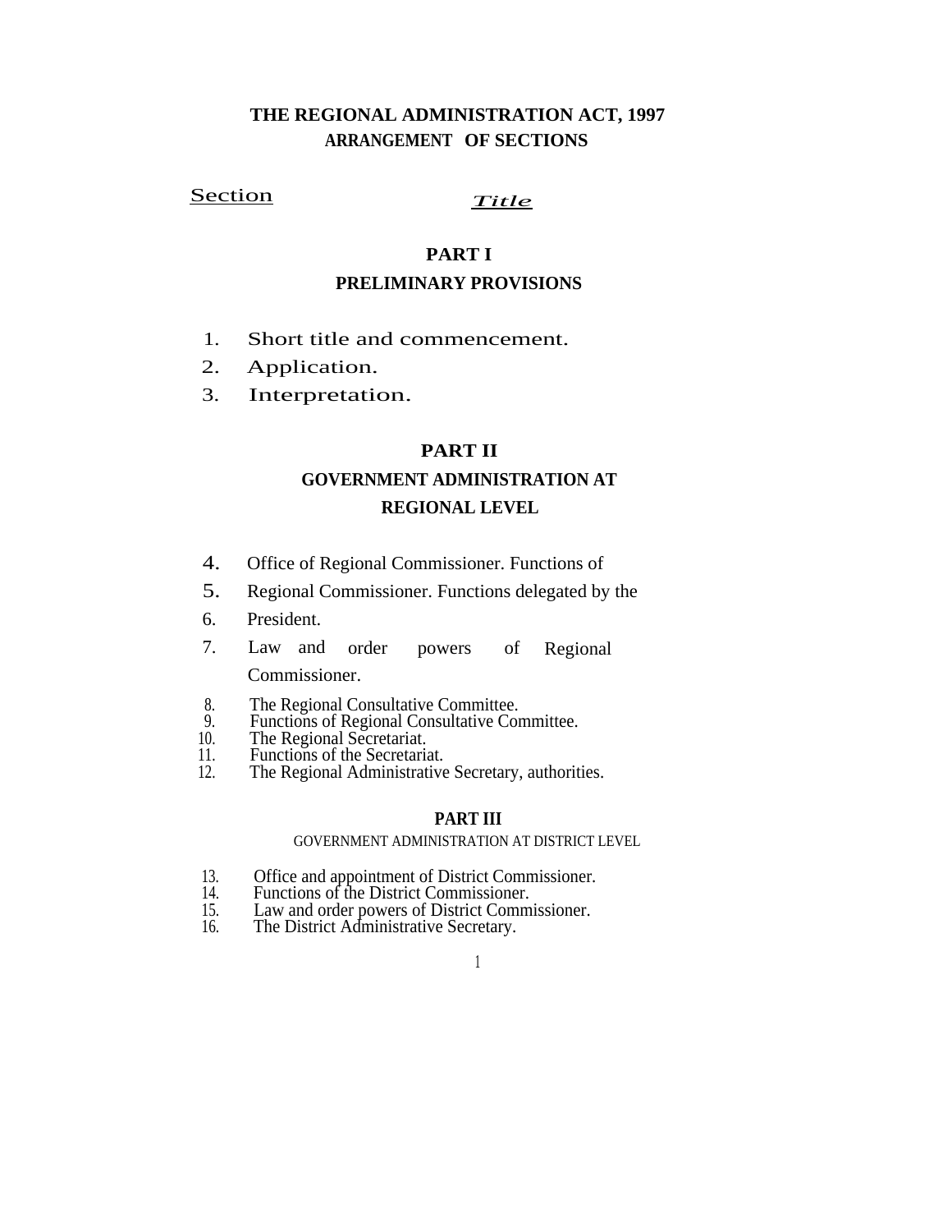# THE REGIONAL ADMINISTRATION ACT, 1997

## ARRANGEMENT OF SECTIONS

Section *Title*

### PART I

### PRELIMINARY PROVISIONS

1. Short title and commencement.
2. Application.
3. Interpretation.

### PART II

### GOVERNMENT ADMINISTRATION AT REGIONAL LEVEL

4. Office of Regional Commissioner. Functions of
5. Regional Commissioner. Functions delegated by the
6. President.
7. Law and order powers of Regional Commissioner.
8. The Regional Consultative Committee.
9. Functions of Regional Consultative Committee.
10. The Regional Secretariat.
11. Functions of the Secretariat.
12. The Regional Administrative Secretary, authorities.

### PART III

### GOVERNMENT ADMINISTRATION AT DISTRICT LEVEL

13. Office and appointment of District Commissioner.
14. Functions of the District Commissioner.
15. Law and order powers of District Commissioner.
16. The District Administrative Secretary.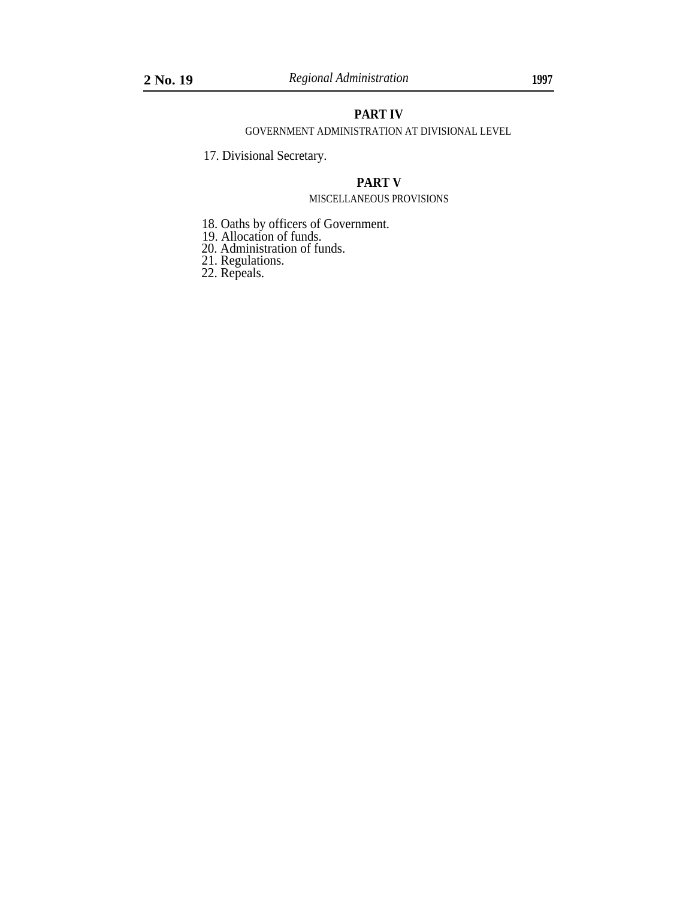## PART IV

GOVERNMENT ADMINISTRATION AT DIVISIONAL LEVEL

17. Divisional Secretary.

## PART V

MISCELLANEOUS PROVISIONS

18. Oaths by officers of Government.
19. Allocation of funds.
20. Administration of funds.
21. Regulations.
22. Repeals.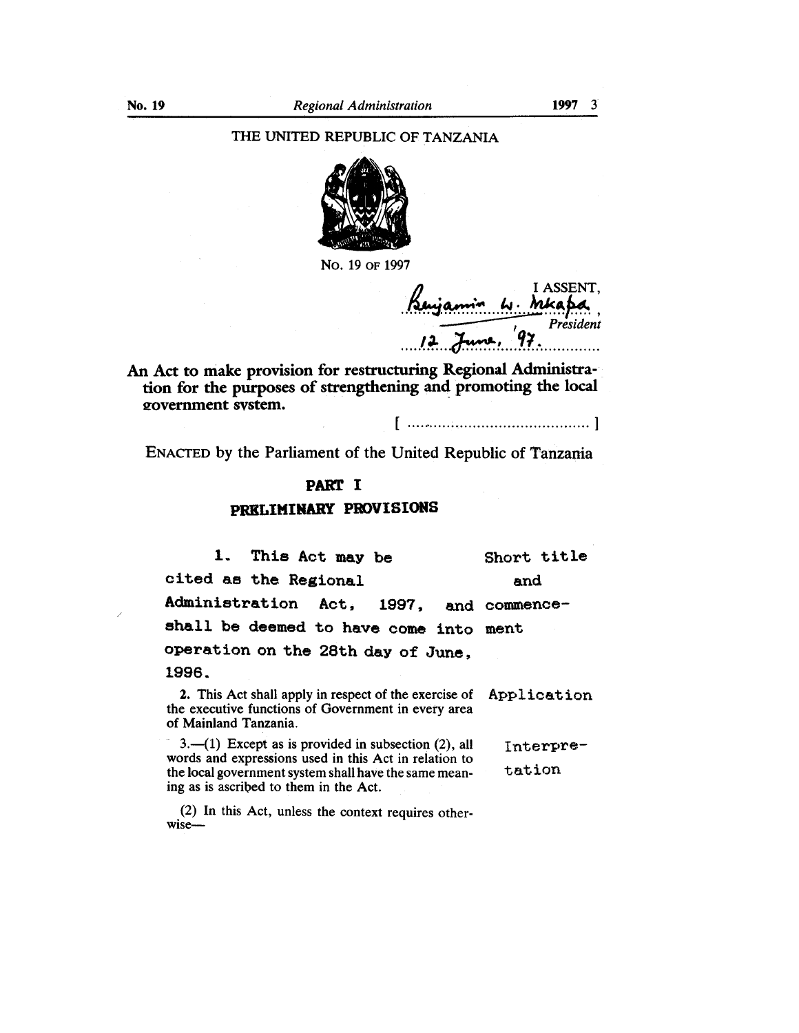THE UNITED REPUBLIC OF TANZANIA

No. 19 of 1997

I ASSENT,

Benjamin W. Mkapa,
*President*

12 June, '97.

**An Act to make provision for restructuring Regional Administration for the purposes of strengthening and promoting the local government system.**

[ ........................................... ]

ENACTED by the Parliament of the United Republic of Tanzania

## PART I

## PRELIMINARY PROVISIONS

**Short title and commencement**

1. This Act may be cited as the Regional Administration Act, 1997, and shall be deemed to have come into operation on the 28th day of June, 1996.

**Application**

2. This Act shall apply in respect of the exercise of the executive functions of Government in every area of Mainland Tanzania.

**Interpretation**

3.—(1) Except as is provided in subsection (2), all words and expressions used in this Act in relation to the local government system shall have the same meaning as is ascribed to them in the Act.

(2) In this Act, unless the context requires otherwise—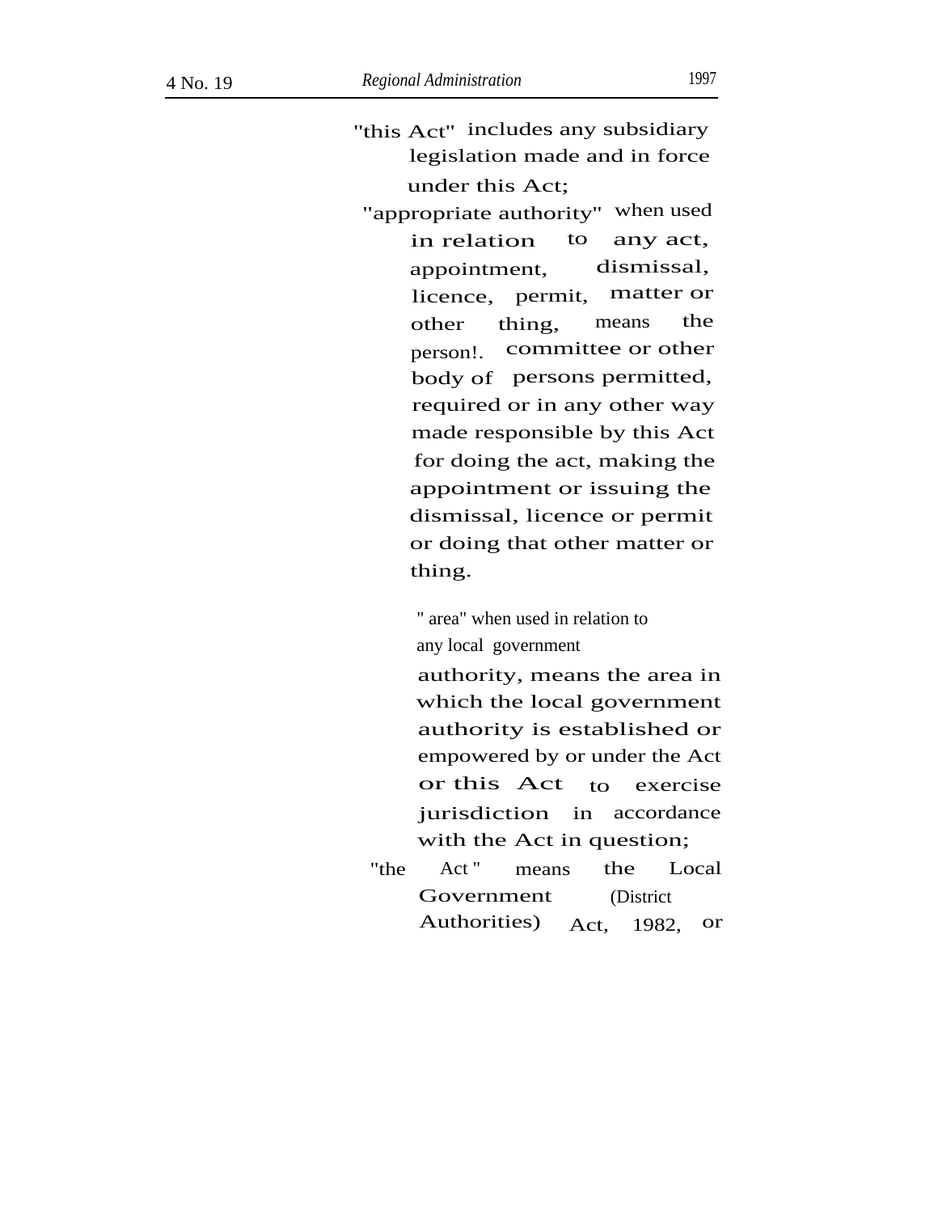"this Act" includes any subsidiary legislation made and in force under this Act;

"appropriate authority" when used in relation to any act, appointment, dismissal, licence, permit, matter or other thing, means the person!. committee or other body of persons permitted, required or in any other way made responsible by this Act for doing the act, making the appointment or issuing the dismissal, licence or permit or doing that other matter or thing.

" area" when used in relation to any local government authority, means the area in which the local government authority is established or empowered by or under the Act or this Act to exercise jurisdiction in accordance with the Act in question;

"the Act " means the Local Government (District Authorities) Act, 1982, or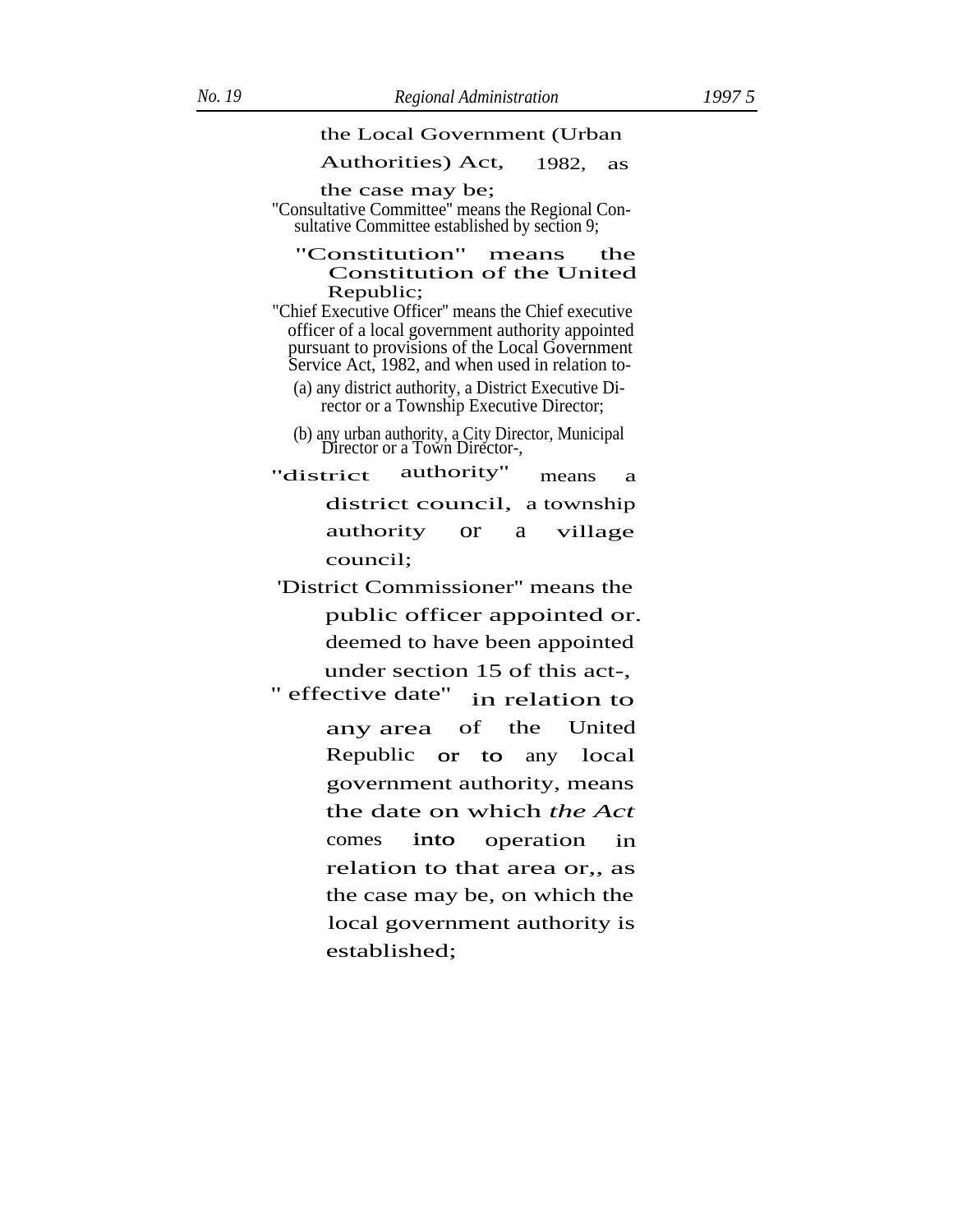the Local Government (Urban Authorities) Act, 1982, as the case may be;

"Consultative Committee" means the Regional Consultative Committee established by section 9;

"Constitution" means the Constitution of the United Republic;

"Chief Executive Officer" means the Chief executive officer of a local government authority appointed pursuant to provisions of the Local Government Service Act, 1982, and when used in relation to-

(a) any district authority, a District Executive Director or a Township Executive Director;

(b) any urban authority, a City Director, Municipal Director or a Town Director-,

"district authority" means a district council, a township authority or a village council;

'District Commissioner" means the public officer appointed or. deemed to have been appointed under section 15 of this act-,

" effective date" in relation to any area of the United Republic or to any local government authority, means the date on which *the Act* comes into operation in relation to that area or,, as the case may be, on which the local government authority is established;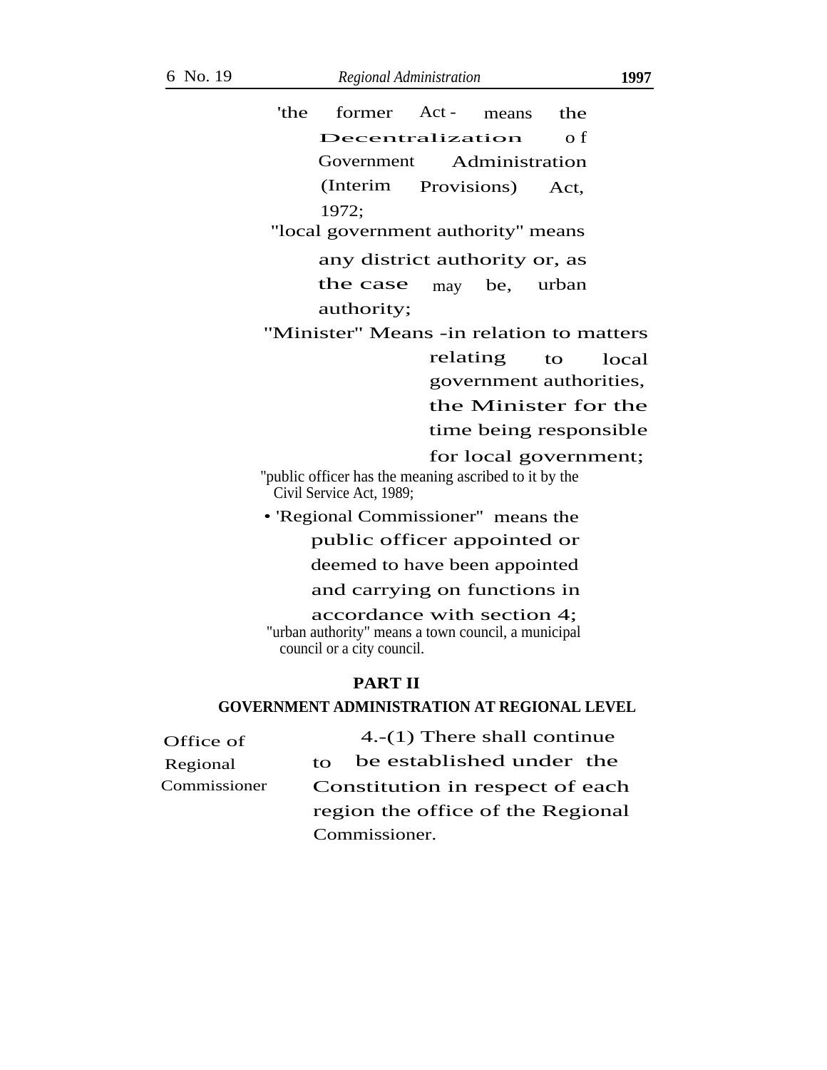'the former Act - means the Decentralization of Government Administration (Interim Provisions) Act, 1972;

"local government authority" means any district authority or, as the case may be, urban authority;

"Minister" Means -in relation to matters relating to local government authorities, the Minister for the time being responsible for local government;

"public officer has the meaning ascribed to it by the Civil Service Act, 1989;

• 'Regional Commissioner" means the public officer appointed or deemed to have been appointed and carrying on functions in accordance with section 4;

"urban authority" means a town council, a municipal council or a city council.

## PART II

### GOVERNMENT ADMINISTRATION AT REGIONAL LEVEL

Office of Regional Commissioner

4.-(1) There shall continue to be established under the Constitution in respect of each region the office of the Regional Commissioner.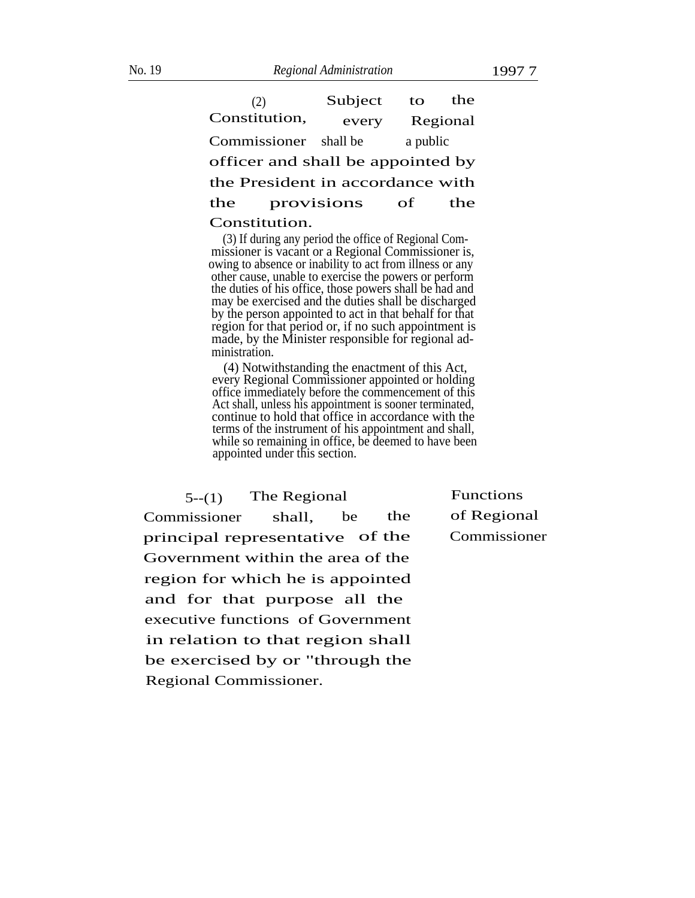(2) Subject to the Constitution, every Regional Commissioner shall be a public officer and shall be appointed by the President in accordance with the provisions of the Constitution.

(3) If during any period the office of Regional Commissioner is vacant or a Regional Commissioner is, owing to absence or inability to act from illness or any other cause, unable to exercise the powers or perform the duties of his office, those powers shall be had and may be exercised and the duties shall be discharged by the person appointed to act in that behalf for that region for that period or, if no such appointment is made, by the Minister responsible for regional administration.

(4) Notwithstanding the enactment of this Act, every Regional Commissioner appointed or holding office immediately before the commencement of this Act shall, unless his appointment is sooner terminated, continue to hold that office in accordance with the terms of the instrument of his appointment and shall, while so remaining in office, be deemed to have been appointed under this section.

**Functions of Regional Commissioner**

5--(1) The Regional Commissioner shall, be the principal representative of the Government within the area of the region for which he is appointed and for that purpose all the executive functions of Government in relation to that region shall be exercised by or "through the Regional Commissioner.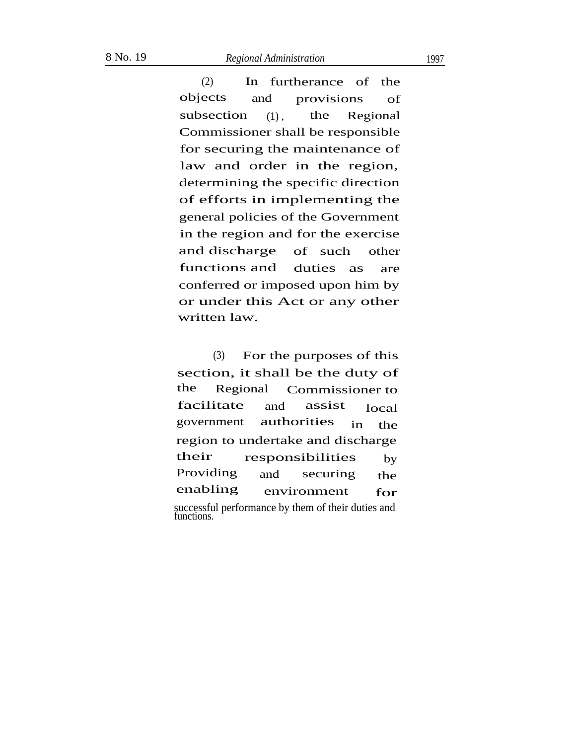(2) In furtherance of the objects and provisions of subsection (1), the Regional Commissioner shall be responsible for securing the maintenance of law and order in the region, determining the specific direction of efforts in implementing the general policies of the Government in the region and for the exercise and discharge of such other functions and duties as are conferred or imposed upon him by or under this Act or any other written law.

(3) For the purposes of this section, it shall be the duty of the Regional Commissioner to facilitate and assist local government authorities in the region to undertake and discharge their responsibilities by Providing and securing the enabling environment for successful performance by them of their duties and functions.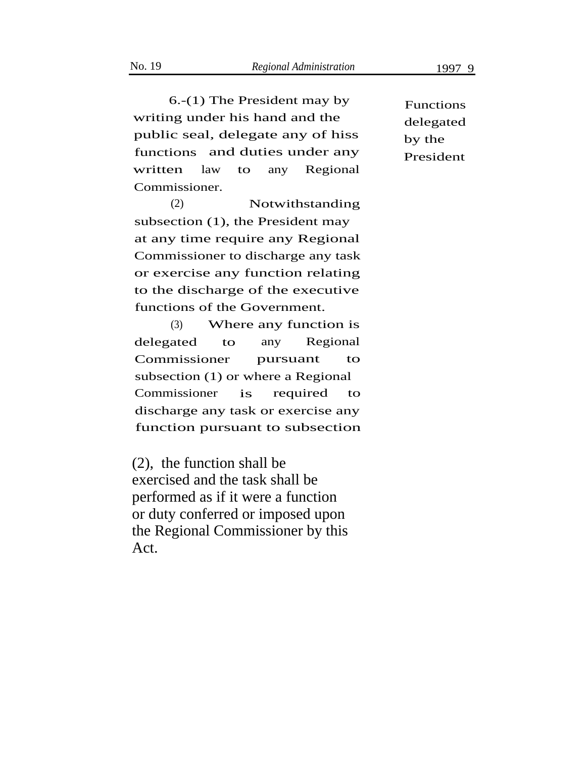**Functions delegated by the President**

6.-(1) The President may by writing under his hand and the public seal, delegate any of hiss functions and duties under any written law to any Regional Commissioner.

(2) Notwithstanding subsection (1), the President may at any time require any Regional Commissioner to discharge any task or exercise any function relating to the discharge of the executive functions of the Government.

(3) Where any function is delegated to any Regional Commissioner pursuant to subsection (1) or where a Regional Commissioner is required to discharge any task or exercise any function pursuant to subsection (2), the function shall be exercised and the task shall be performed as if it were a function or duty conferred or imposed upon the Regional Commissioner by this Act.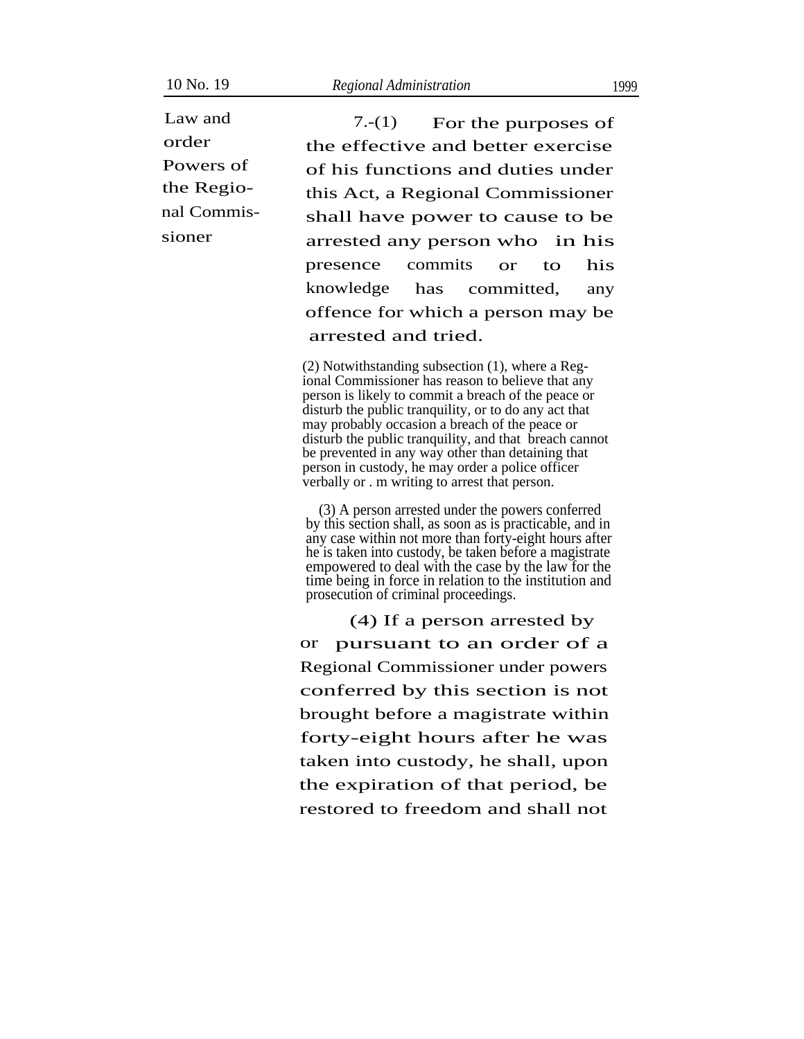**Law and order Powers of the Regional Commissioner**

7.-(1) For the purposes of the effective and better exercise of his functions and duties under this Act, a Regional Commissioner shall have power to cause to be arrested any person who in his presence commits or to his knowledge has committed, any offence for which a person may be arrested and tried.

(2) Notwithstanding subsection (1), where a Regional Commissioner has reason to believe that any person is likely to commit a breach of the peace or disturb the public tranquility, or to do any act that may probably occasion a breach of the peace or disturb the public tranquility, and that breach cannot be prevented in any way other than detaining that person in custody, he may order a police officer verbally or . m writing to arrest that person.

(3) A person arrested under the powers conferred by this section shall, as soon as is practicable, and in any case within not more than forty-eight hours after he is taken into custody, be taken before a magistrate empowered to deal with the case by the law for the time being in force in relation to the institution and prosecution of criminal proceedings.

(4) If a person arrested by or pursuant to an order of a Regional Commissioner under powers conferred by this section is not brought before a magistrate within forty-eight hours after he was taken into custody, he shall, upon the expiration of that period, be restored to freedom and shall not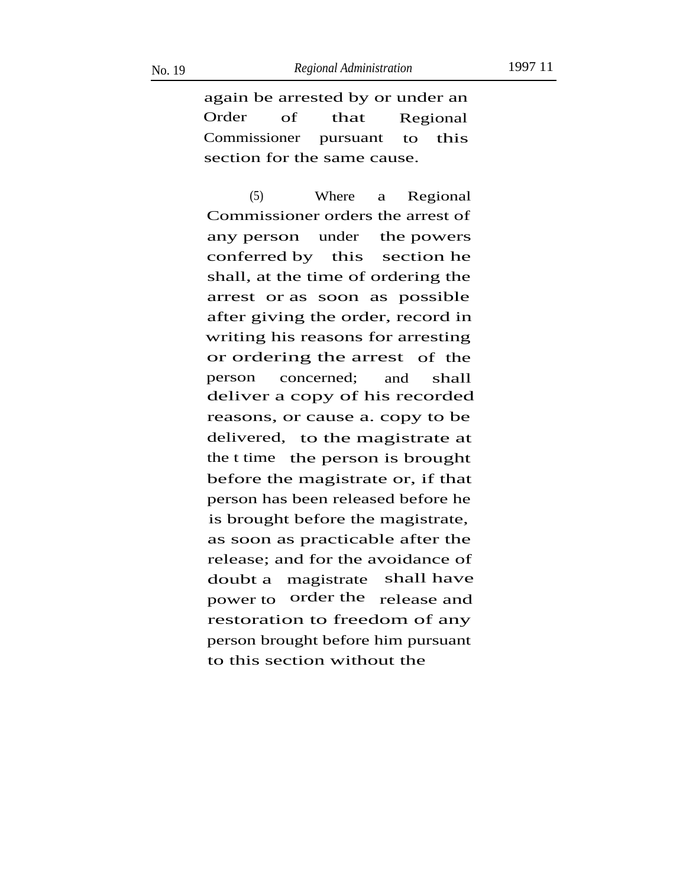again be arrested by or under an Order of that Regional Commissioner pursuant to this section for the same cause.

(5) Where a Regional Commissioner orders the arrest of any person under the powers conferred by this section he shall, at the time of ordering the arrest or as soon as possible after giving the order, record in writing his reasons for arresting or ordering the arrest of the person concerned; and shall deliver a copy of his recorded reasons, or cause a. copy to be delivered, to the magistrate at the t time the person is brought before the magistrate or, if that person has been released before he is brought before the magistrate, as soon as practicable after the release; and for the avoidance of doubt a magistrate shall have power to order the release and restoration to freedom of any person brought before him pursuant to this section without the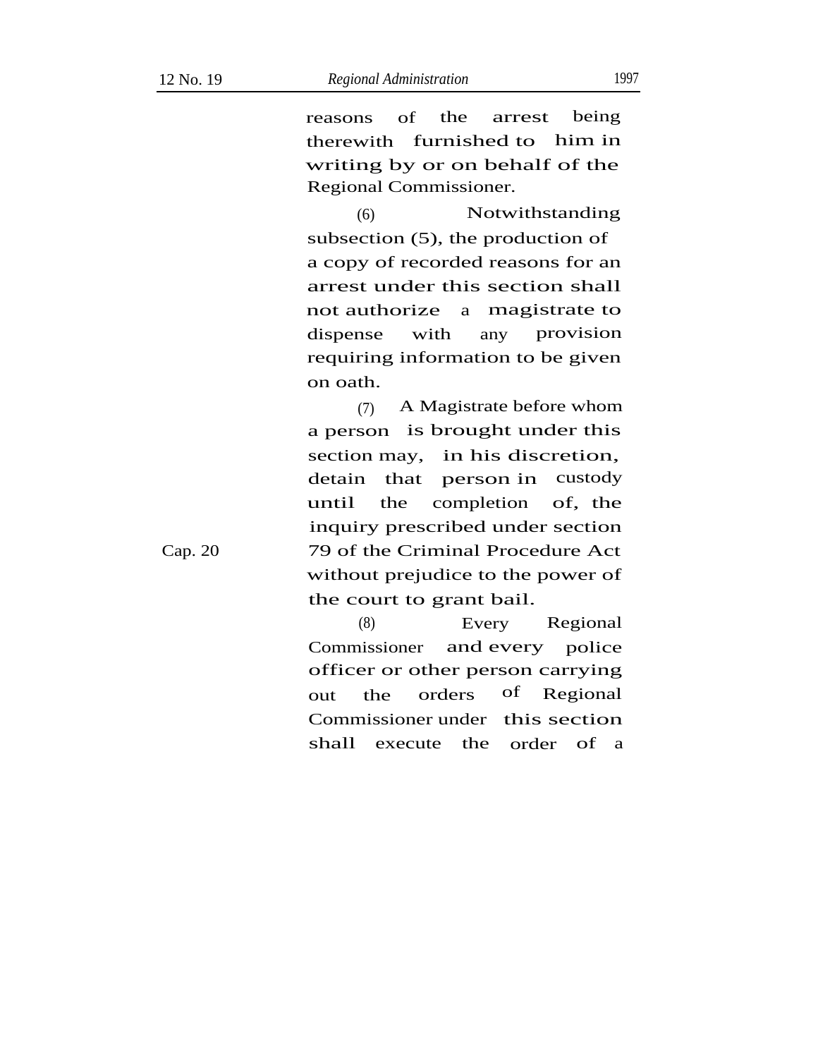reasons of the arrest being therewith furnished to him in writing by or on behalf of the Regional Commissioner.

(6) Notwithstanding subsection (5), the production of a copy of recorded reasons for an arrest under this section shall not authorize a magistrate to dispense with any provision requiring information to be given on oath.

(7) A Magistrate before whom a person is brought under this section may, in his discretion, detain that person in custody until the completion of, the inquiry prescribed under section 79 of the Criminal Procedure Act without prejudice to the power of the court to grant bail.

Cap. 20

(8) Every Regional Commissioner and every police officer or other person carrying out the orders of Regional Commissioner under this section shall execute the order of a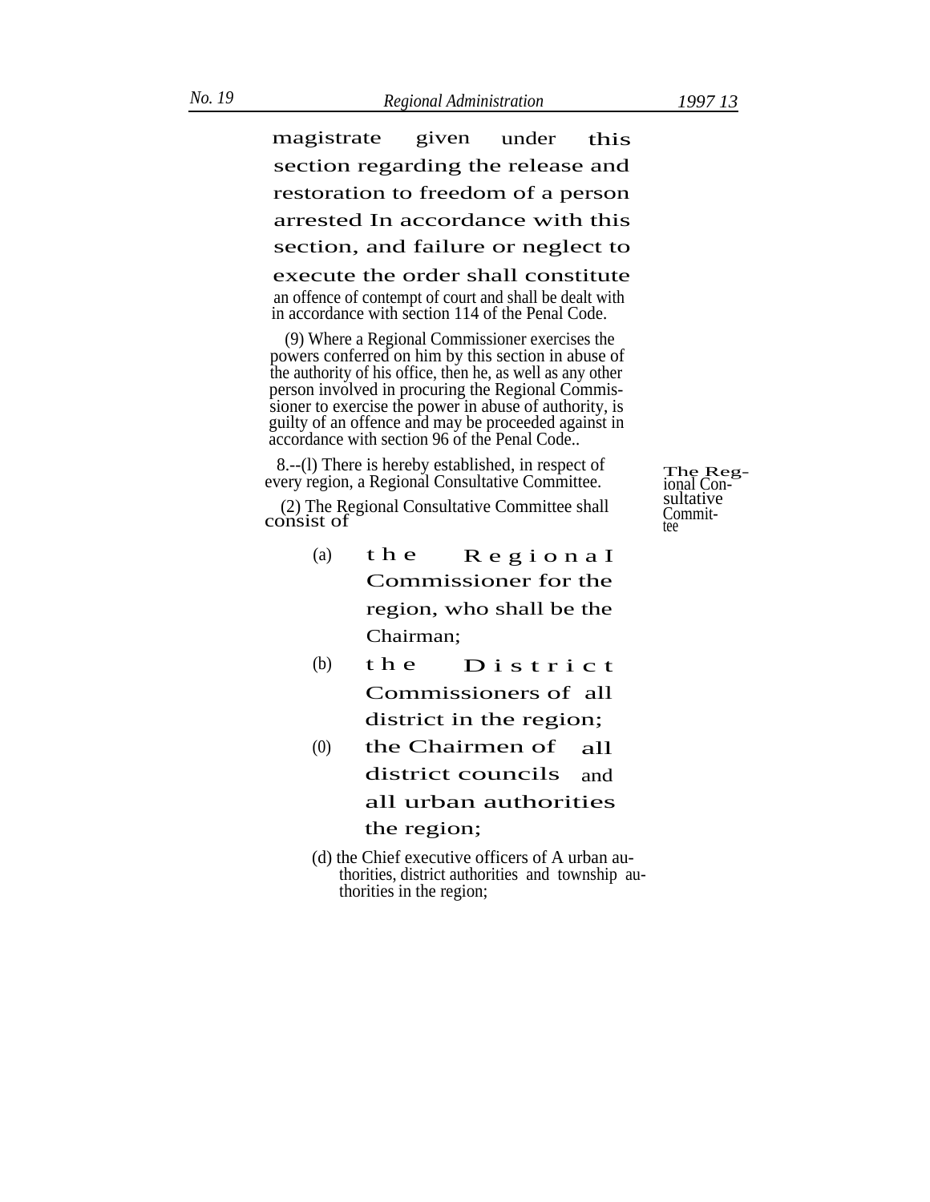magistrate given under this section regarding the release and restoration to freedom of a person arrested In accordance with this section, and failure or neglect to execute the order shall constitute an offence of contempt of court and shall be dealt with in accordance with section 114 of the Penal Code.

(9) Where a Regional Commissioner exercises the powers conferred on him by this section in abuse of the authority of his office, then he, as well as any other person involved in procuring the Regional Commissioner to exercise the power in abuse of authority, is guilty of an offence and may be proceeded against in accordance with section 96 of the Penal Code..

*The Regional Consultative Committee*

8.--(l) There is hereby established, in respect of every region, a Regional Consultative Committee.

(2) The Regional Consultative Committee shall consist of

(a) the RegionaI Commissioner for the region, who shall be the Chairman;

(b) the District Commissioners of all district in the region;

(0) the Chairmen of all district councils and all urban authorities the region;

(d) the Chief executive officers of A urban authorities, district authorities and township authorities in the region;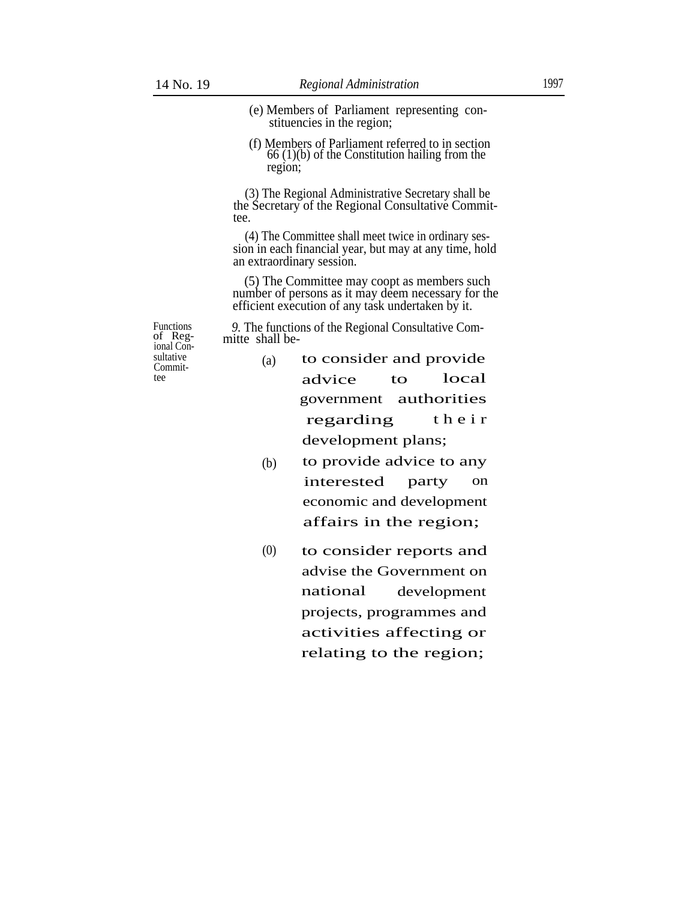(e) Members of Parliament representing constituencies in the region;

(f) Members of Parliament referred to in section 66 (1)(b) of the Constitution hailing from the region;

(3) The Regional Administrative Secretary shall be the Secretary of the Regional Consultative Committee.

(4) The Committee shall meet twice in ordinary session in each financial year, but may at any time, hold an extraordinary session.

(5) The Committee may coopt as members such number of persons as it may deem necessary for the efficient execution of any task undertaken by it.

Functions of Regional Consultative Committee

*9.* The functions of the Regional Consultative Committe shall be-

(a) to consider and provide advice to local government authorities regarding their development plans;

(b) to provide advice to any interested party on economic and development affairs in the region;

(0) to consider reports and advise the Government on national development projects, programmes and activities affecting or relating to the region;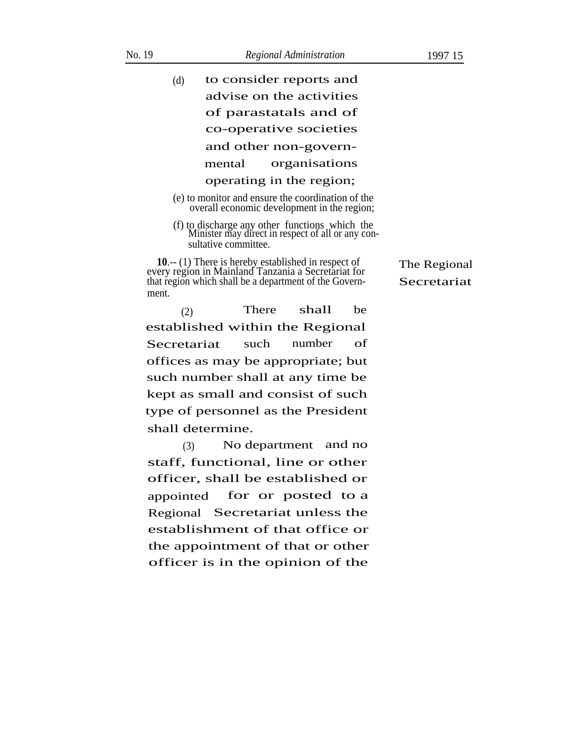(d) to consider reports and advise on the activities of parastatals and of co-operative societies and other non-governmental organisations operating in the region;

(e) to monitor and ensure the coordination of the overall economic development in the region;

(f) to discharge any other functions which the Minister may direct in respect of all or any consultative committee.

**The Regional Secretariat**

**10**.-- (1) There is hereby established in respect of every region in Mainland Tanzania a Secretariat for that region which shall be a department of the Government.

(2) There shall be established within the Regional Secretariat such number of offices as may be appropriate; but such number shall at any time be kept as small and consist of such type of personnel as the President shall determine.

(3) No department and no staff, functional, line or other officer, shall be established or appointed for or posted to a Regional Secretariat unless the establishment of that office or the appointment of that or other officer is in the opinion of the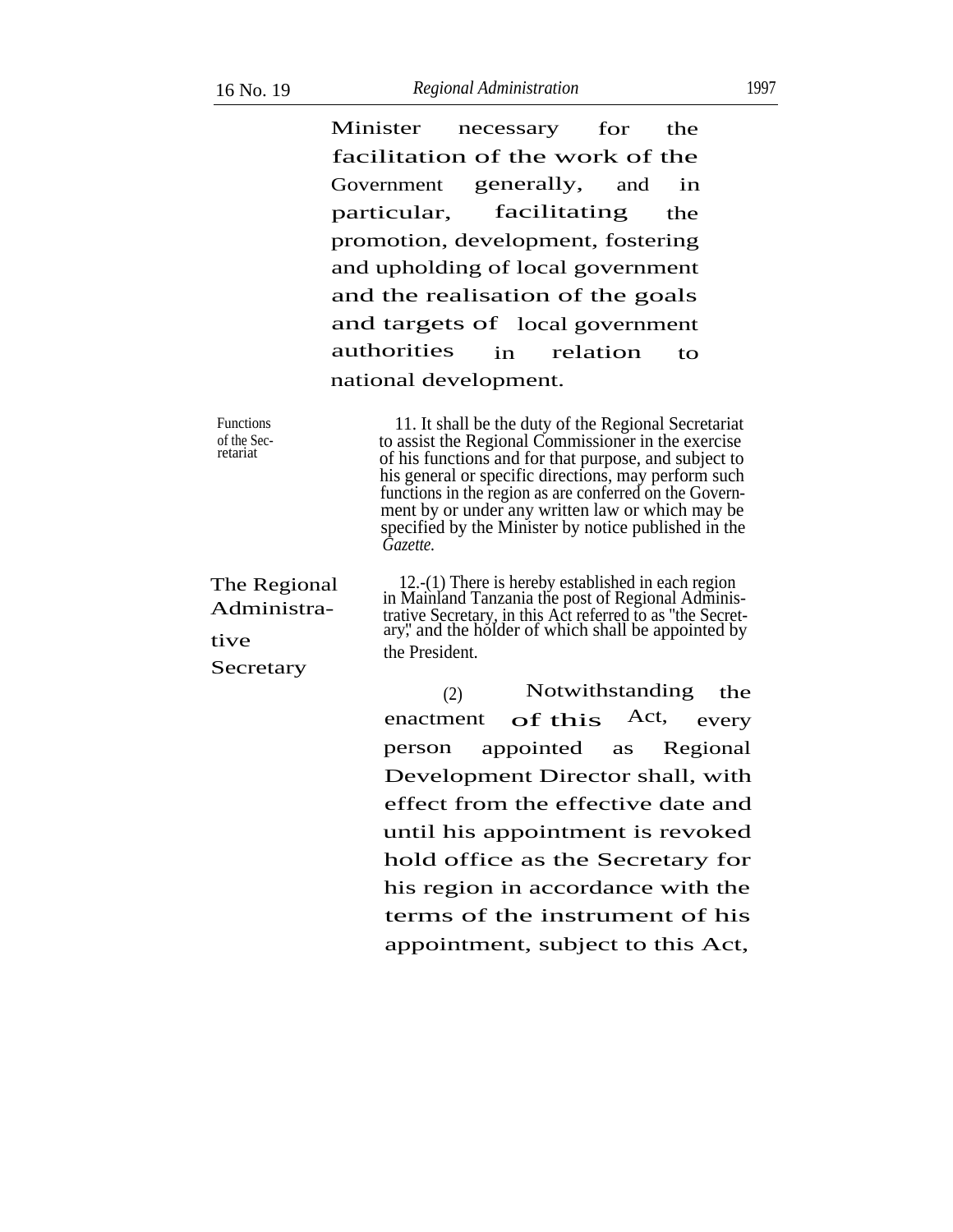Minister necessary for the facilitation of the work of the Government generally, and in particular, facilitating the promotion, development, fostering and upholding of local government and the realisation of the goals and targets of local government authorities in relation to national development.

Functions of the Secretariat

11. It shall be the duty of the Regional Secretariat to assist the Regional Commissioner in the exercise of his functions and for that purpose, and subject to his general or specific directions, may perform such functions in the region as are conferred on the Government by or under any written law or which may be specified by the Minister by notice published in the *Gazette.*

The Regional Administrative Secretary

12.-(1) There is hereby established in each region in Mainland Tanzania the post of Regional Administrative Secretary, in this Act referred to as "the Secretary," and the holder of which shall be appointed by the President.

(2) Notwithstanding the enactment of this Act, every person appointed as Regional Development Director shall, with effect from the effective date and until his appointment is revoked hold office as the Secretary for his region in accordance with the terms of the instrument of his appointment, subject to this Act,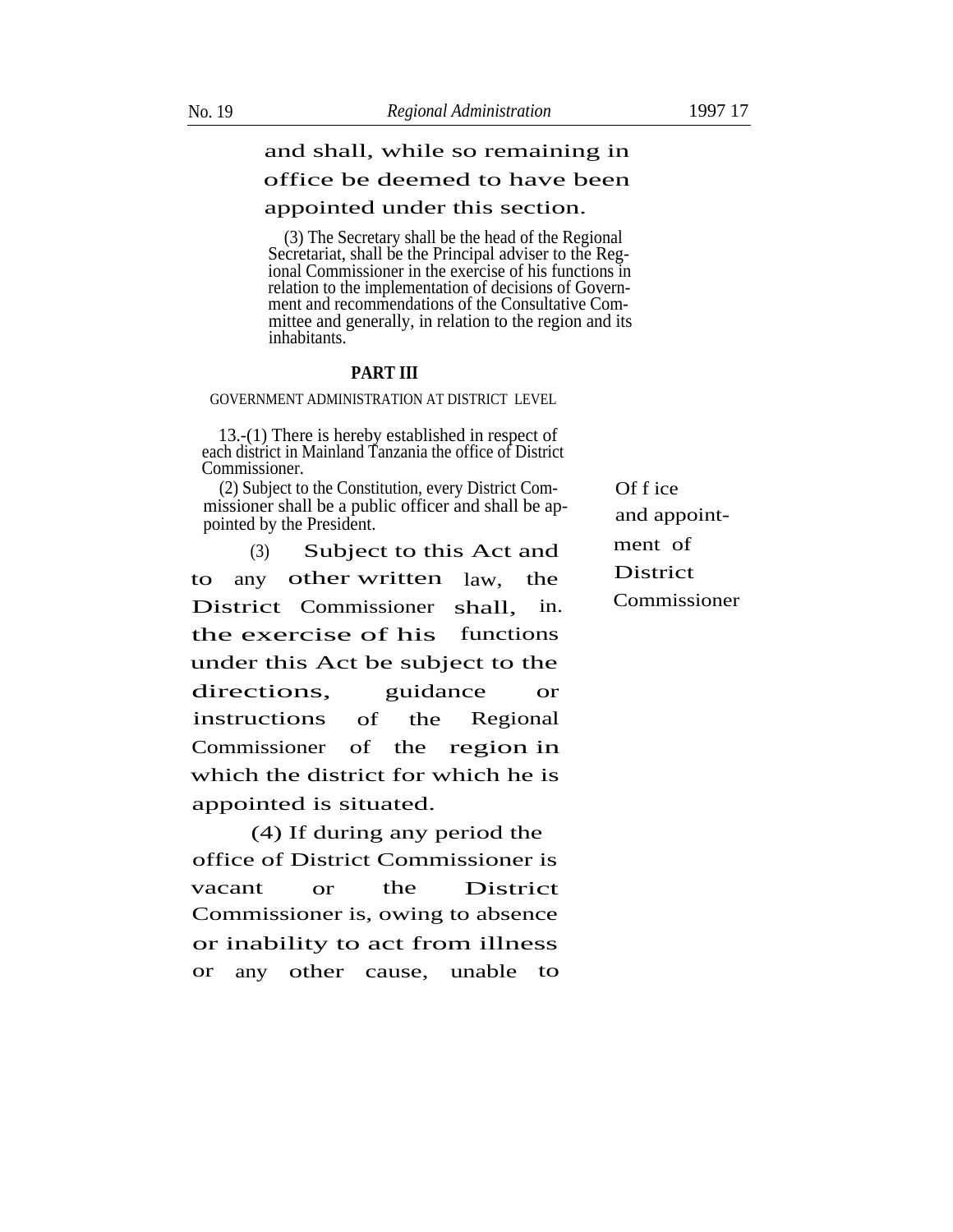and shall, while so remaining in office be deemed to have been appointed under this section.

(3) The Secretary shall be the head of the Regional Secretariat, shall be the Principal adviser to the Regional Commissioner in the exercise of his functions in relation to the implementation of decisions of Government and recommendations of the Consultative Committee and generally, in relation to the region and its inhabitants.

**PART III**

GOVERNMENT ADMINISTRATION AT DISTRICT LEVEL

Office and appointment of District Commissioner

13.-(1) There is hereby established in respect of each district in Mainland Tanzania the office of District Commissioner.

(2) Subject to the Constitution, every District Commissioner shall be a public officer and shall be appointed by the President.

(3) Subject to this Act and to any other written law, the District Commissioner shall, in. the exercise of his functions under this Act be subject to the directions, guidance or instructions of the Regional Commissioner of the region in which the district for which he is appointed is situated.

(4) If during any period the office of District Commissioner is vacant or the District Commissioner is, owing to absence or inability to act from illness or any other cause, unable to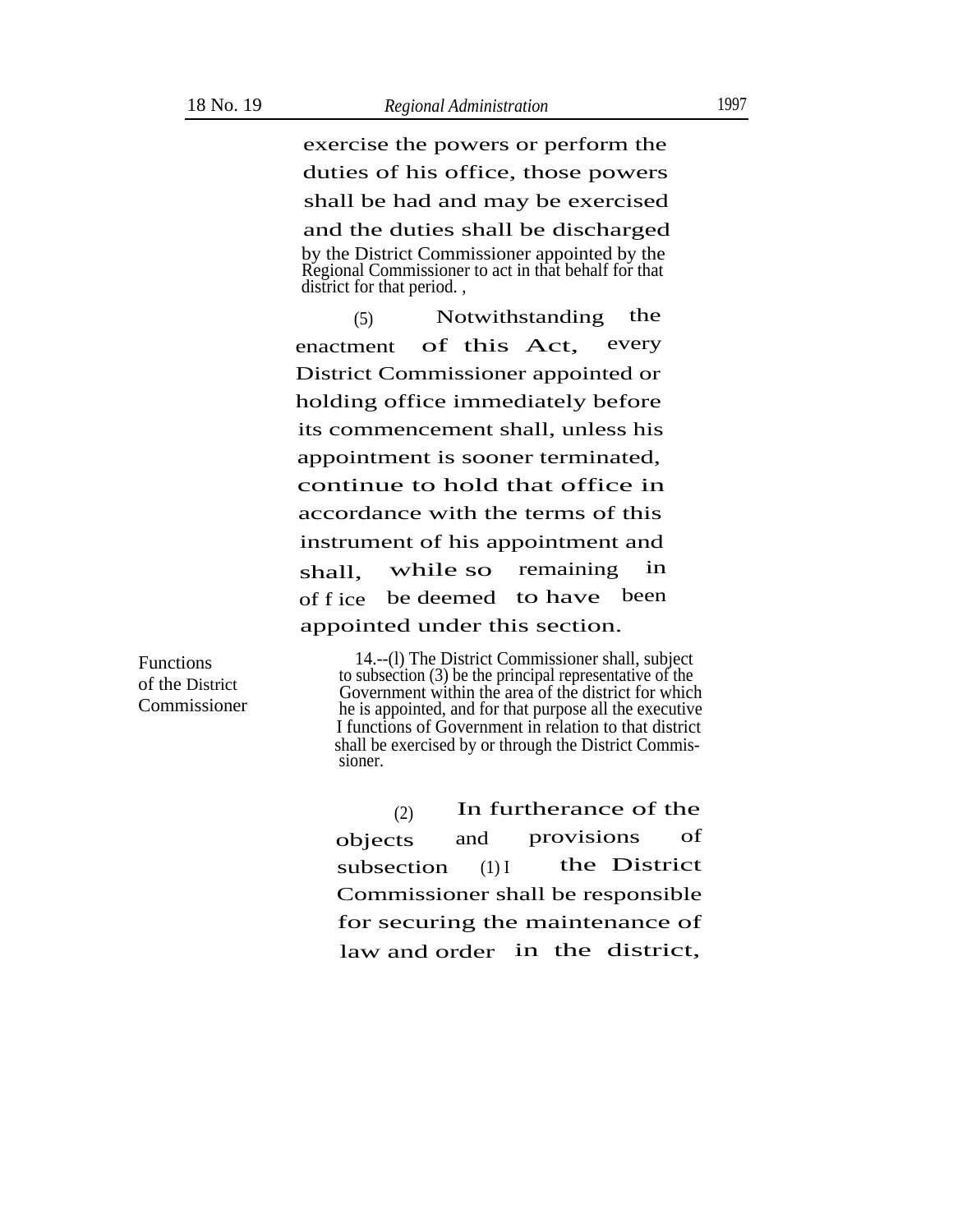exercise the powers or perform the duties of his office, those powers shall be had and may be exercised and the duties shall be discharged by the District Commissioner appointed by the Regional Commissioner to act in that behalf for that district for that period. ,

(5) Notwithstanding the enactment of this Act, every District Commissioner appointed or holding office immediately before its commencement shall, unless his appointment is sooner terminated, continue to hold that office in accordance with the terms of this instrument of his appointment and shall, while so remaining in of f ice be deemed to have been appointed under this section.

**Functions of the District Commissioner**

14.--(l) The District Commissioner shall, subject to subsection (3) be the principal representative of the Government within the area of the district for which he is appointed, and for that purpose all the executive I functions of Government in relation to that district shall be exercised by or through the District Commissioner.

(2) In furtherance of the objects and provisions of subsection (1) I the District Commissioner shall be responsible for securing the maintenance of law and order in the district,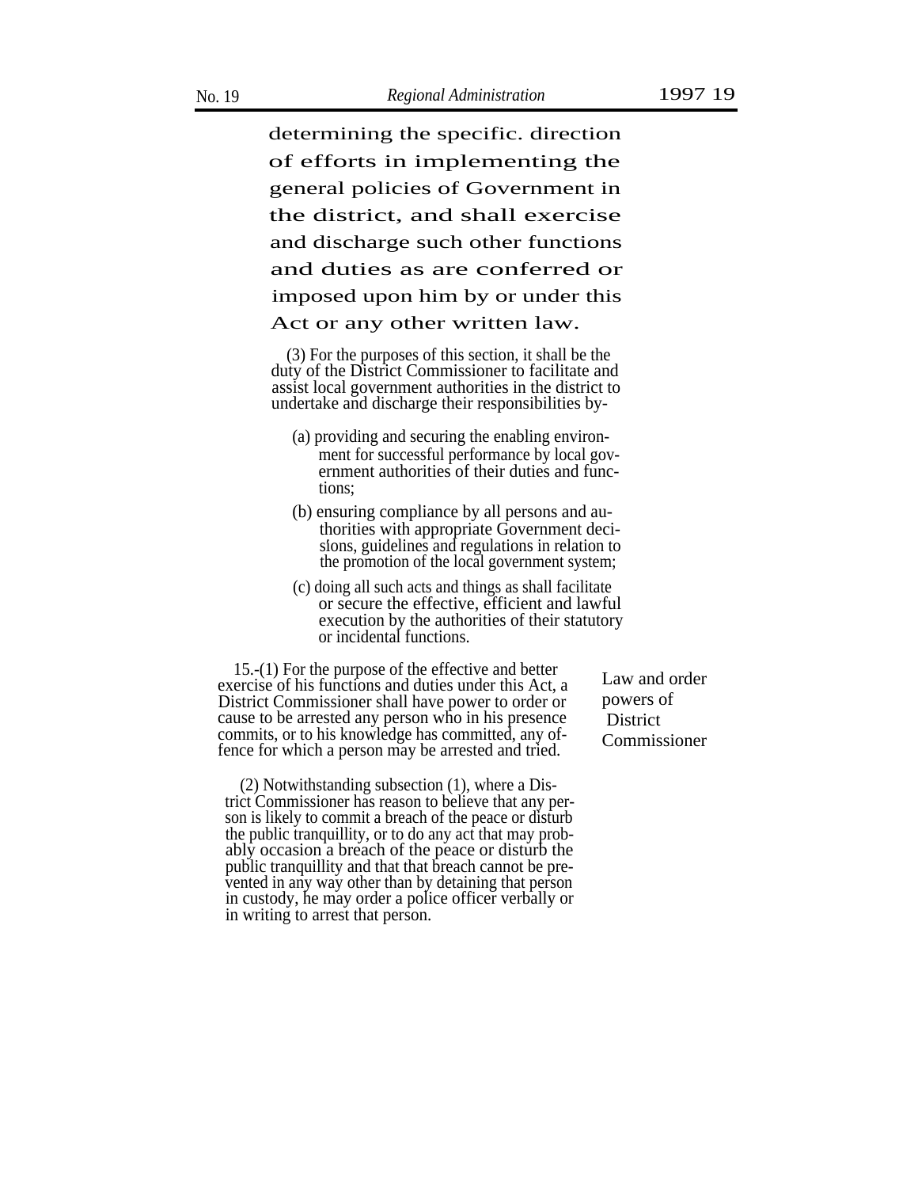determining the specific. direction of efforts in implementing the general policies of Government in the district, and shall exercise and discharge such other functions and duties as are conferred or imposed upon him by or under this Act or any other written law.

(3) For the purposes of this section, it shall be the duty of the District Commissioner to facilitate and assist local government authorities in the district to undertake and discharge their responsibilities by-

(a) providing and securing the enabling environment for successful performance by local government authorities of their duties and functions;

(b) ensuring compliance by all persons and authorities with appropriate Government decisions, guidelines and regulations in relation to the promotion of the local government system;

(c) doing all such acts and things as shall facilitate or secure the effective, efficient and lawful execution by the authorities of their statutory or incidental functions.

**Law and order powers of District Commissioner**

15.-(1) For the purpose of the effective and better exercise of his functions and duties under this Act, a District Commissioner shall have power to order or cause to be arrested any person who in his presence commits, or to his knowledge has committed, any offence for which a person may be arrested and tried.

(2) Notwithstanding subsection (1), where a District Commissioner has reason to believe that any person is likely to commit a breach of the peace or disturb the public tranquillity, or to do any act that may probably occasion a breach of the peace or disturb the public tranquillity and that that breach cannot be prevented in any way other than by detaining that person in custody, he may order a police officer verbally or in writing to arrest that person.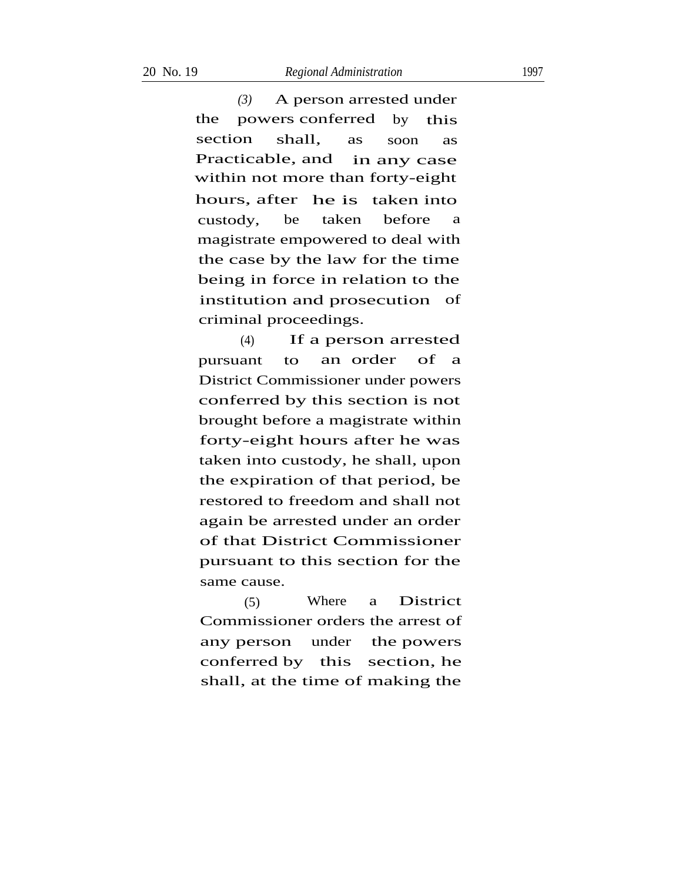(3) A person arrested under the powers conferred by this section shall, as soon as Practicable, and in any case within not more than forty-eight hours, after he is taken into custody, be taken before a magistrate empowered to deal with the case by the law for the time being in force in relation to the institution and prosecution of criminal proceedings.

(4) If a person arrested pursuant to an order of a District Commissioner under powers conferred by this section is not brought before a magistrate within forty-eight hours after he was taken into custody, he shall, upon the expiration of that period, be restored to freedom and shall not again be arrested under an order of that District Commissioner pursuant to this section for the same cause.

(5) Where a District Commissioner orders the arrest of any person under the powers conferred by this section, he shall, at the time of making the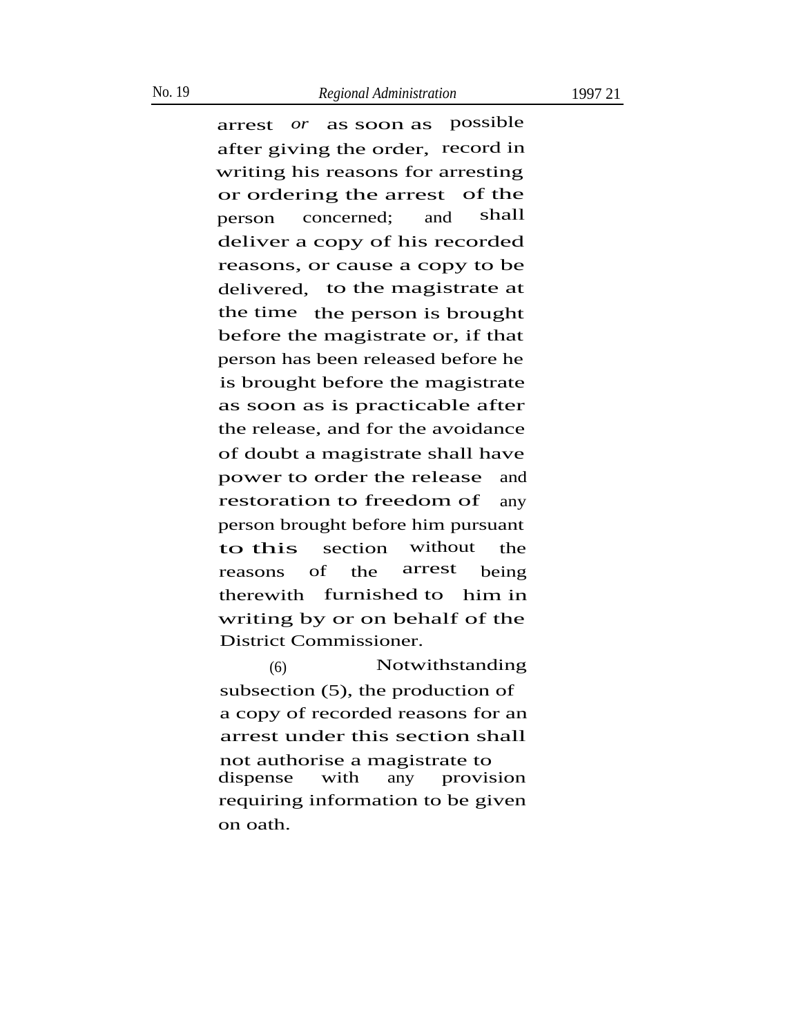arrest *or* as soon as possible after giving the order, record in writing his reasons for arresting or ordering the arrest of the person concerned; and shall deliver a copy of his recorded reasons, or cause a copy to be delivered, to the magistrate at the time the person is brought before the magistrate or, if that person has been released before he is brought before the magistrate as soon as is practicable after the release, and for the avoidance of doubt a magistrate shall have power to order the release and restoration to freedom of any person brought before him pursuant to this section without the reasons of the arrest being therewith furnished to him in writing by or on behalf of the District Commissioner.

(6) Notwithstanding subsection (5), the production of a copy of recorded reasons for an arrest under this section shall not authorise a magistrate to dispense with any provision requiring information to be given on oath.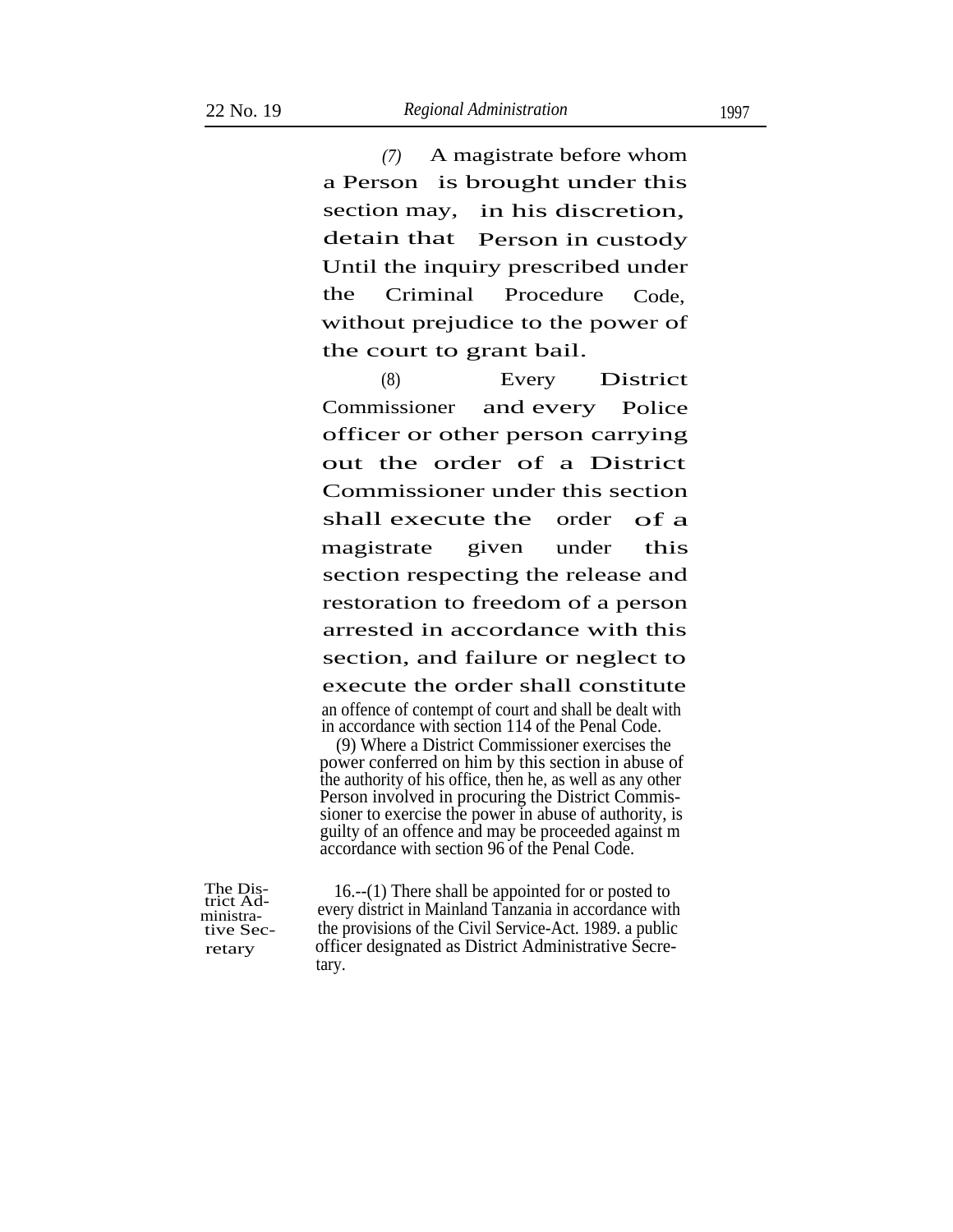(7) A magistrate before whom a Person is brought under this section may, in his discretion, detain that Person in custody Until the inquiry prescribed under the Criminal Procedure Code, without prejudice to the power of the court to grant bail.

(8) Every District Commissioner and every Police officer or other person carrying out the order of a District Commissioner under this section shall execute the order of a magistrate given under this section respecting the release and restoration to freedom of a person arrested in accordance with this section, and failure or neglect to execute the order shall constitute an offence of contempt of court and shall be dealt with in accordance with section 114 of the Penal Code.

(9) Where a District Commissioner exercises the power conferred on him by this section in abuse of the authority of his office, then he, as well as any other Person involved in procuring the District Commissioner to exercise the power in abuse of authority, is guilty of an offence and may be proceeded against m accordance with section 96 of the Penal Code.

The District Administrative Secretary

16.--(1) There shall be appointed for or posted to every district in Mainland Tanzania in accordance with the provisions of the Civil Service-Act. 1989. a public officer designated as District Administrative Secretary.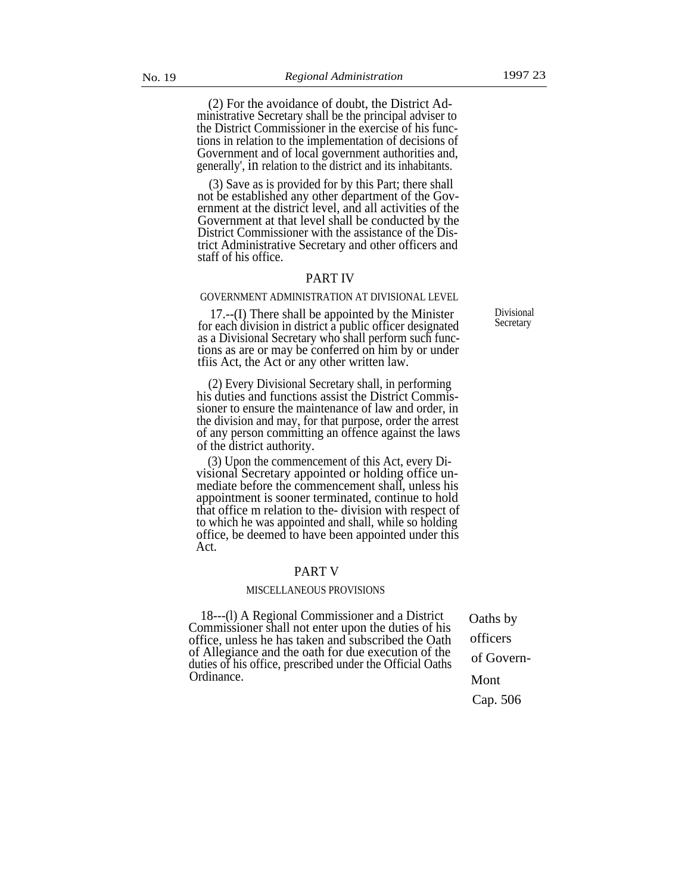(2) For the avoidance of doubt, the District Administrative Secretary shall be the principal adviser to the District Commissioner in the exercise of his functions in relation to the implementation of decisions of Government and of local government authorities and, generally', in relation to the district and its inhabitants.

(3) Save as is provided for by this Part; there shall not be established any other department of the Government at the district level, and all activities of the Government at that level shall be conducted by the District Commissioner with the assistance of the District Administrative Secretary and other officers and staff of his office.

## PART IV

### GOVERNMENT ADMINISTRATION AT DIVISIONAL LEVEL

Divisional Secretary

17.--(I) There shall be appointed by the Minister for each division in district a public officer designated as a Divisional Secretary who shall perform such functions as are or may be conferred on him by or under tfiis Act, the Act or any other written law.

(2) Every Divisional Secretary shall, in performing his duties and functions assist the District Commissioner to ensure the maintenance of law and order, in the division and may, for that purpose, order the arrest of any person committing an offence against the laws of the district authority.

(3) Upon the commencement of this Act, every Divisional Secretary appointed or holding office unmediate before the commencement shall, unless his appointment is sooner terminated, continue to hold that office m relation to the- division with respect of to which he was appointed and shall, while so holding office, be deemed to have been appointed under this Act.

## PART V

### MISCELLANEOUS PROVISIONS

Oaths by officers of Govern-Mont Cap. 506

18---(l) A Regional Commissioner and a District Commissioner shall not enter upon the duties of his office, unless he has taken and subscribed the Oath of Allegiance and the oath for due execution of the duties of his office, prescribed under the Official Oaths Ordinance.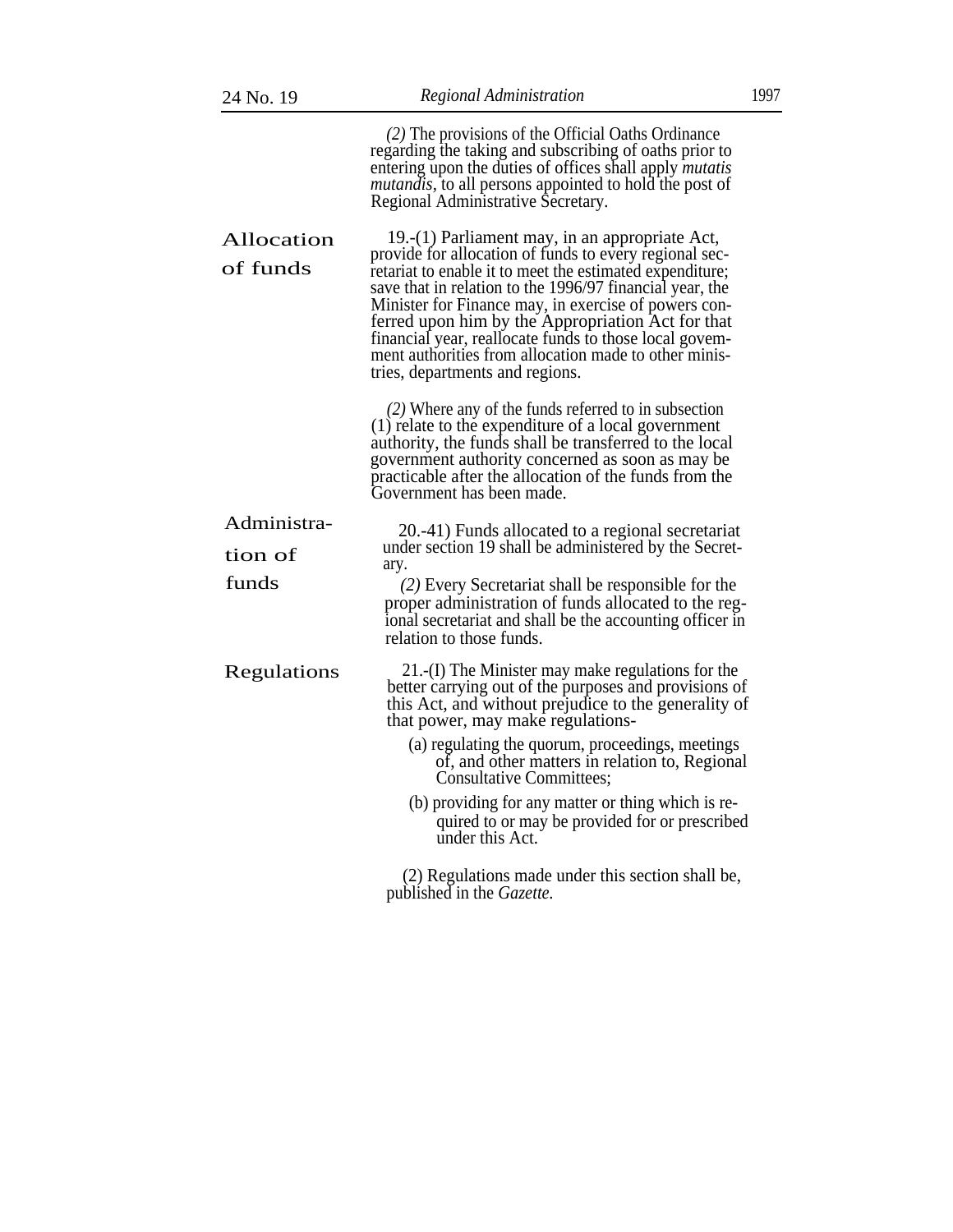(2) The provisions of the Official Oaths Ordinance regarding the taking and subscribing of oaths prior to entering upon the duties of offices shall apply *mutatis mutandis*, to all persons appointed to hold the post of Regional Administrative Secretary.

**Allocation of funds**

19.-(1) Parliament may, in an appropriate Act, provide for allocation of funds to every regional secretariat to enable it to meet the estimated expenditure; save that in relation to the 1996/97 financial year, the Minister for Finance may, in exercise of powers conferred upon him by the Appropriation Act for that financial year, reallocate funds to those local govemment authorities from allocation made to other ministries, departments and regions.

(2) Where any of the funds referred to in subsection (1) relate to the expenditure of a local government authority, the funds shall be transferred to the local government authority concerned as soon as may be practicable after the allocation of the funds from the Government has been made.

**Administration of funds**

20.-41) Funds allocated to a regional secretariat under section 19 shall be administered by the Secretary.

(2) Every Secretariat shall be responsible for the proper administration of funds allocated to the regional secretariat and shall be the accounting officer in relation to those funds.

**Regulations**

21.-(I) The Minister may make regulations for the better carrying out of the purposes and provisions of this Act, and without prejudice to the generality of that power, may make regulations-

(a) regulating the quorum, proceedings, meetings of, and other matters in relation to, Regional Consultative Committees;

(b) providing for any matter or thing which is required to or may be provided for or prescribed under this Act.

(2) Regulations made under this section shall be, published in the *Gazette.*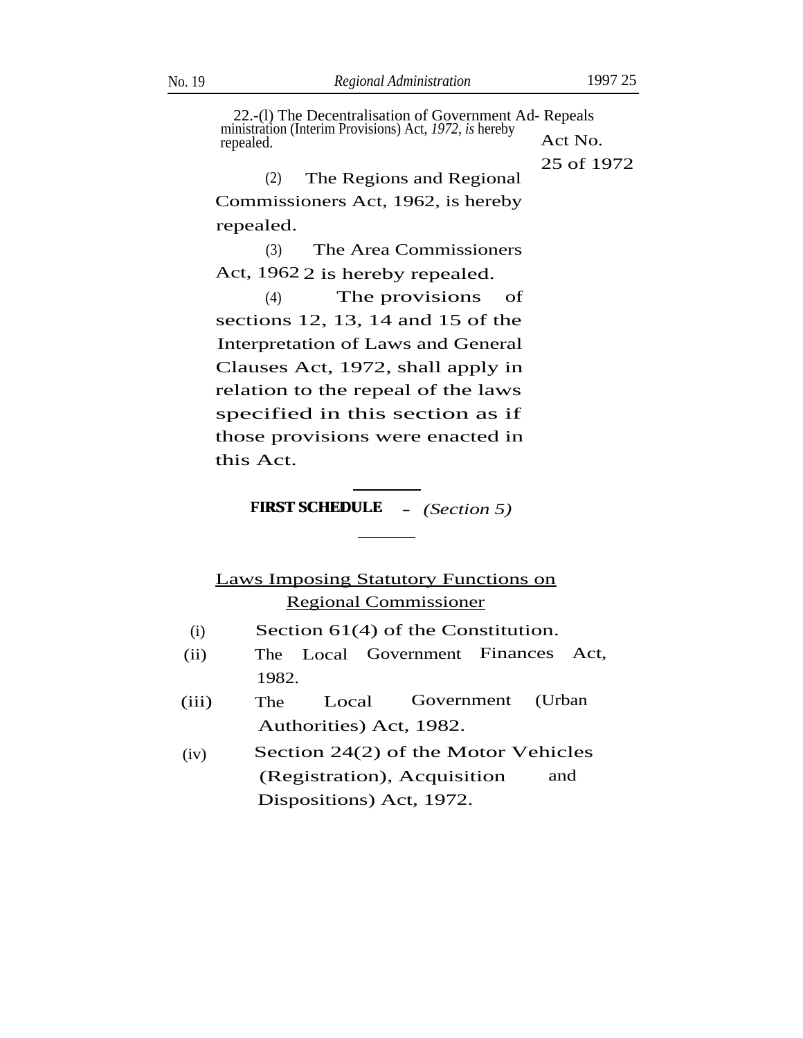22.-(l) The Decentralisation of Government Administration (Interim Provisions) Act, *1972, is* hereby repealed.

Repeals Act No. 25 of 1972

(2) The Regions and Regional Commissioners Act, 1962, is hereby repealed.

(3) The Area Commissioners Act, 1962 2 is hereby repealed.

(4) The provisions of sections 12, 13, 14 and 15 of the Interpretation of Laws and General Clauses Act, 1972, shall apply in relation to the repeal of the laws specified in this section as if those provisions were enacted in this Act.

---

**FIRST SCHEDULE** – *(Section 5)*

---

<u>Laws Imposing Statutory Functions on Regional Commissioner</u>

(i) Section 61(4) of the Constitution.

(ii) The Local Government Finances Act, 1982.

(iii) The Local Government (Urban Authorities) Act, 1982.

(iv) Section 24(2) of the Motor Vehicles (Registration), Acquisition and Dispositions) Act, 1972.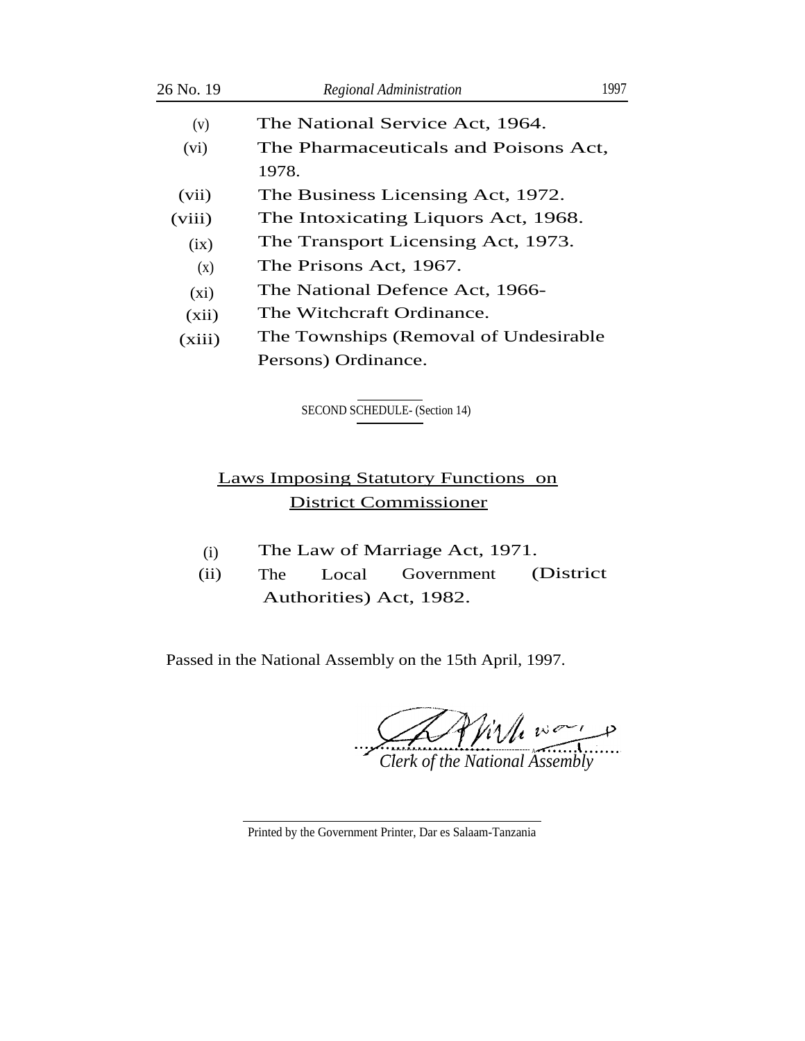(v) The National Service Act, 1964.

(vi) The Pharmaceuticals and Poisons Act, 1978.

(vii) The Business Licensing Act, 1972.

(viii) The Intoxicating Liquors Act, 1968.

(ix) The Transport Licensing Act, 1973.

(x) The Prisons Act, 1967.

(xi) The National Defence Act, 1966-

(xii) The Witchcraft Ordinance.

(xiii) The Townships (Removal of Undesirable Persons) Ordinance.

SECOND SCHEDULE- (Section 14)

## Laws Imposing Statutory Functions on District Commissioner

(i) The Law of Marriage Act, 1971.

(ii) The Local Government (District Authorities) Act, 1982.

Passed in the National Assembly on the 15th April, 1997.

*Clerk of the National Assembly*

Printed by the Government Printer, Dar es Salaam-Tanzania